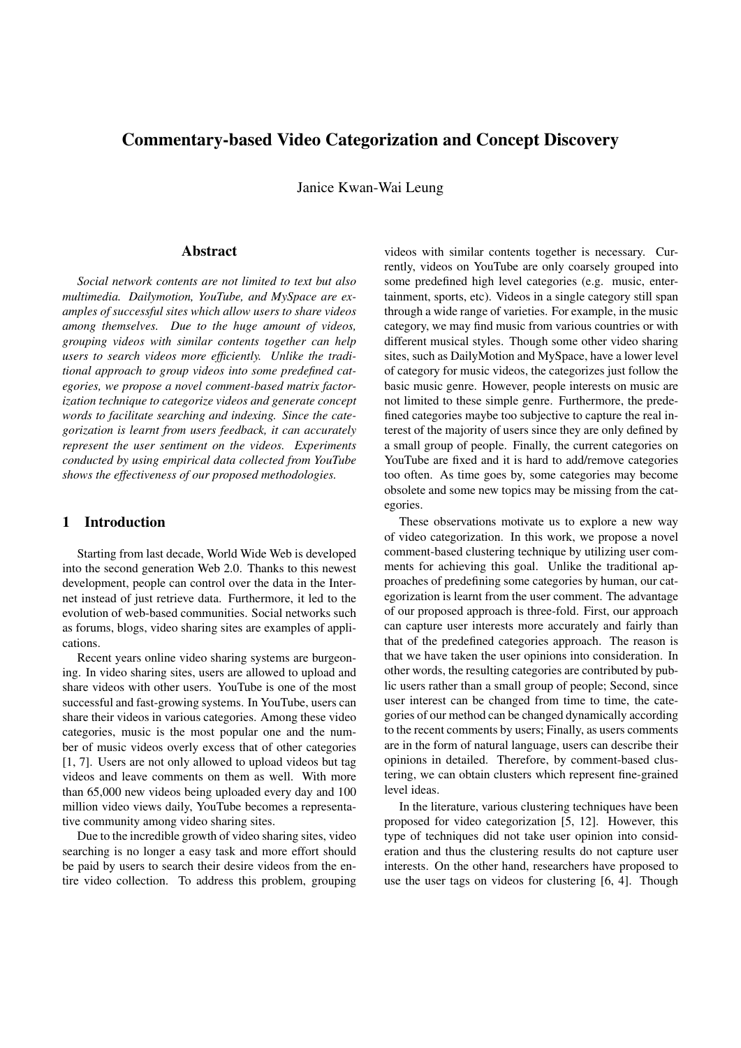# Commentary-based Video Categorization and Concept Discovery

Janice Kwan-Wai Leung

## Abstract

*Social network contents are not limited to text but also multimedia. Dailymotion, YouTube, and MySpace are examples of successful sites which allow users to share videos among themselves. Due to the huge amount of videos, grouping videos with similar contents together can help users to search videos more efficiently. Unlike the traditional approach to group videos into some predefined categories, we propose a novel comment-based matrix factorization technique to categorize videos and generate concept words to facilitate searching and indexing. Since the categorization is learnt from users feedback, it can accurately represent the user sentiment on the videos. Experiments conducted by using empirical data collected from YouTube shows the effectiveness of our proposed methodologies.*

## 1 Introduction

Starting from last decade, World Wide Web is developed into the second generation Web 2.0. Thanks to this newest development, people can control over the data in the Internet instead of just retrieve data. Furthermore, it led to the evolution of web-based communities. Social networks such as forums, blogs, video sharing sites are examples of applications.

Recent years online video sharing systems are burgeoning. In video sharing sites, users are allowed to upload and share videos with other users. YouTube is one of the most successful and fast-growing systems. In YouTube, users can share their videos in various categories. Among these video categories, music is the most popular one and the number of music videos overly excess that of other categories [1, 7]. Users are not only allowed to upload videos but tag videos and leave comments on them as well. With more than 65,000 new videos being uploaded every day and 100 million video views daily, YouTube becomes a representative community among video sharing sites.

Due to the incredible growth of video sharing sites, video searching is no longer a easy task and more effort should be paid by users to search their desire videos from the entire video collection. To address this problem, grouping videos with similar contents together is necessary. Currently, videos on YouTube are only coarsely grouped into some predefined high level categories (e.g. music, entertainment, sports, etc). Videos in a single category still span through a wide range of varieties. For example, in the music category, we may find music from various countries or with different musical styles. Though some other video sharing sites, such as DailyMotion and MySpace, have a lower level of category for music videos, the categorizes just follow the basic music genre. However, people interests on music are not limited to these simple genre. Furthermore, the predefined categories maybe too subjective to capture the real interest of the majority of users since they are only defined by a small group of people. Finally, the current categories on YouTube are fixed and it is hard to add/remove categories too often. As time goes by, some categories may become obsolete and some new topics may be missing from the categories.

These observations motivate us to explore a new way of video categorization. In this work, we propose a novel comment-based clustering technique by utilizing user comments for achieving this goal. Unlike the traditional approaches of predefining some categories by human, our categorization is learnt from the user comment. The advantage of our proposed approach is three-fold. First, our approach can capture user interests more accurately and fairly than that of the predefined categories approach. The reason is that we have taken the user opinions into consideration. In other words, the resulting categories are contributed by public users rather than a small group of people; Second, since user interest can be changed from time to time, the categories of our method can be changed dynamically according to the recent comments by users; Finally, as users comments are in the form of natural language, users can describe their opinions in detailed. Therefore, by comment-based clustering, we can obtain clusters which represent fine-grained level ideas.

In the literature, various clustering techniques have been proposed for video categorization [5, 12]. However, this type of techniques did not take user opinion into consideration and thus the clustering results do not capture user interests. On the other hand, researchers have proposed to use the user tags on videos for clustering [6, 4]. Though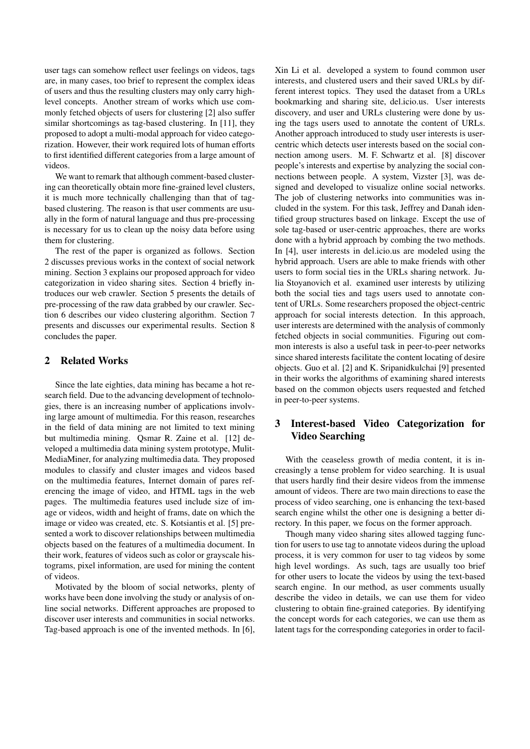user tags can somehow reflect user feelings on videos, tags are, in many cases, too brief to represent the complex ideas of users and thus the resulting clusters may only carry high-level concepts. Another stream of works which use commonly fetched objects of users for clustering [2] also suffer similar shortcomings as tag-based clustering. In [11], they proposed to adopt a multi-modal approach for video categorization. However, their work required lots of human efforts to first identified different categories from a large amount of videos.

We want to remark that although comment-based clustering can theoretically obtain more fine-grained level clusters, it is much more technically challenging than that of tag-based clustering. The reason is that user comments are usually in the form of natural language and thus pre-processing is necessary for us to clean up the noisy data before using them for clustering.

The rest of the paper is organized as follows. Section 2 discusses previous works in the context of social network mining. Section 3 explains our proposed approach for video categorization in video sharing sites. Section 4 briefly introduces our web crawler. Section 5 presents the details of pre-processing of the raw data grabbed by our crawler. Section 6 describes our video clustering algorithm. Section 7 presents and discusses our experimental results. Section 8 concludes the paper.

## 2 Related Works

Since the late eighties, data mining has became a hot research field. Due to the advancing development of technologies, there is an increasing number of applications involving large amount of multimedia. For this reason, researches in the field of data mining are not limited to text mining but multimedia mining. Qsmar R. Zaine et al. [12] developed a multimedia data mining system prototype, MulitMediaMiner, for analyzing multimedia data. They proposed modules to classify and cluster images and videos based on the multimedia features, Internet domain of pares referencing the image of video, and HTML tags in the web pages. The multimedia features used include size of image or videos, width and height of frams, date on which the image or video was created, etc. S. Kotsiantis et al. [5] presented a work to discover relationships between multimedia objects based on the features of a multimedia document. In their work, features of videos such as color or grayscale histograms, pixel information, are used for mining the content of videos.

Motivated by the bloom of social networks, plenty of works have been done involving the study or analysis of online social networks. Different approaches are proposed to discover user interests and communities in social networks. Tag-based approach is one of the invented methods. In [6], Xin Li et al. developed a system to found common user interests, and clustered users and their saved URLs by different interest topics. They used the dataset from a URLs bookmarking and sharing site, del.icio.us. User interests discovery, and user and URLs clustering were done by using the tags users used to annotate the content of URLs. Another approach introduced to study user interests is user-centric which detects user interests based on the social connection among users. M. F. Schwartz et al. [8] discover people's interests and expertise by analyzing the social connections between people. A system, Vizster [3], was designed and developed to visualize online social networks. The job of clustering networks into communities was included in the system. For this task, Jeffrey and Danah identified group structures based on linkage. Except the use of sole tag-based or user-centric approaches, there are works done with a hybrid approach by combing the two methods. In [4], user interests in del.icio.us are modeled using the hybrid approach. Users are able to make friends with other users to form social ties in the URLs sharing network. Julia Stoyanovich et al. examined user interests by utilizing both the social ties and tags users used to annotate content of URLs. Some researchers proposed the object-centric approach for social interests detection. In this approach, user interests are determined with the analysis of commonly fetched objects in social communities. Figuring out common interests is also a useful task in peer-to-peer networks since shared interests facilitate the content locating of desire objects. Guo et al. [2] and K. Sripanidkulchai [9] presented in their works the algorithms of examining shared interests based on the common objects users requested and fetched in peer-to-peer systems.

## 3 Interest-based Video Categorization for Video Searching

With the ceaseless growth of media content, it is increasingly a tense problem for video searching. It is usual that users hardly find their desire videos from the immense amount of videos. There are two main directions to ease the process of video searching, one is enhancing the text-based search engine whilst the other one is designing a better directory. In this paper, we focus on the former approach.

Though many video sharing sites allowed tagging function for users to use tag to annotate videos during the upload process, it is very common for user to tag videos by some high level wordings. As such, tags are usually too brief for other users to locate the videos by using the text-based search engine. In our method, as user comments usually describe the video in details, we can use them for video clustering to obtain fine-grained categories. By identifying the concept words for each categories, we can use them as latent tags for the corresponding categories in order to facil-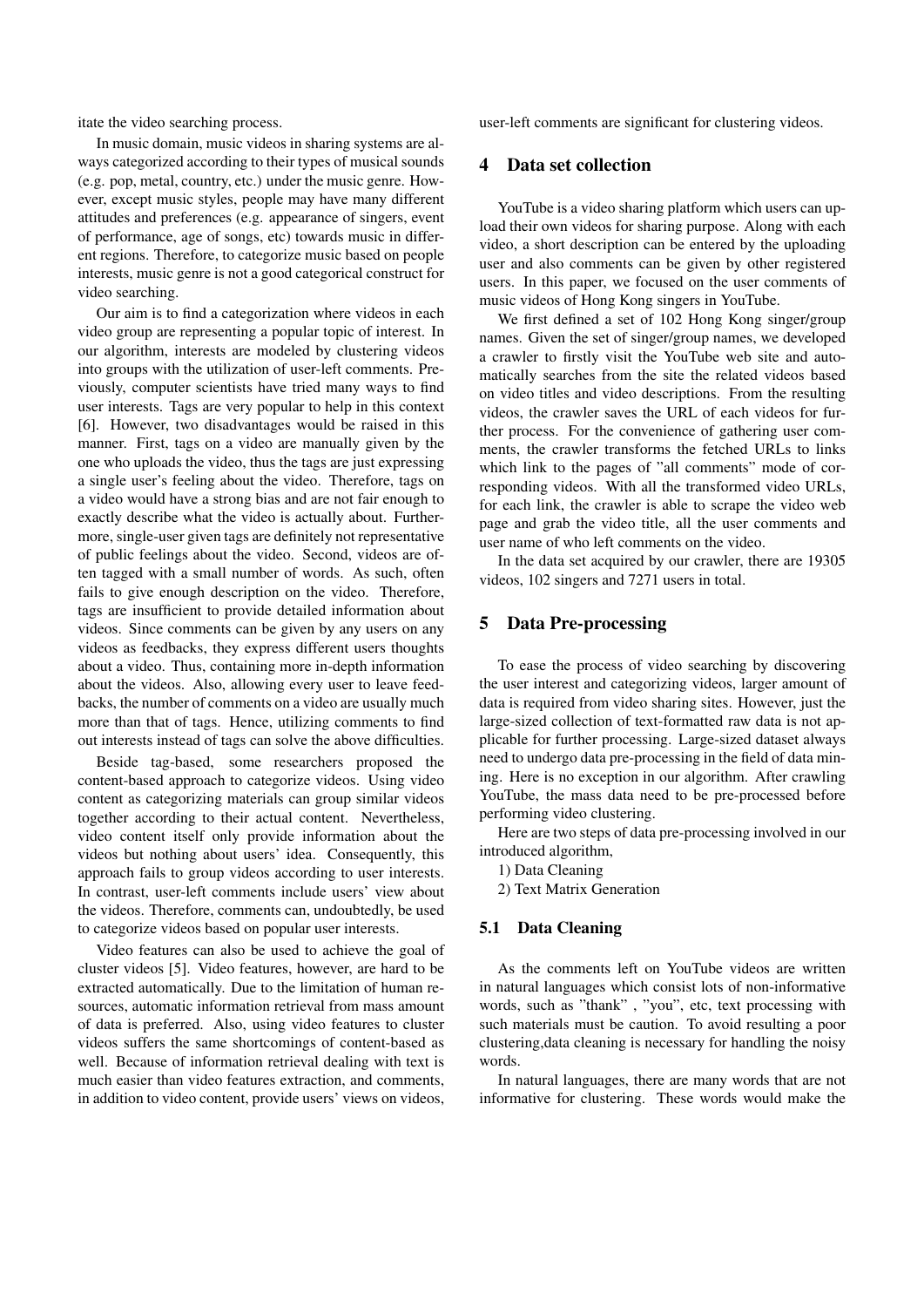itate the video searching process.

In music domain, music videos in sharing systems are always categorized according to their types of musical sounds (e.g. pop, metal, country, etc.) under the music genre. However, except music styles, people may have many different attitudes and preferences (e.g. appearance of singers, event of performance, age of songs, etc) towards music in different regions. Therefore, to categorize music based on people interests, music genre is not a good categorical construct for video searching.

Our aim is to find a categorization where videos in each video group are representing a popular topic of interest. In our algorithm, interests are modeled by clustering videos into groups with the utilization of user-left comments. Previously, computer scientists have tried many ways to find user interests. Tags are very popular to help in this context [6]. However, two disadvantages would be raised in this manner. First, tags on a video are manually given by the one who uploads the video, thus the tags are just expressing a single user's feeling about the video. Therefore, tags on a video would have a strong bias and are not fair enough to exactly describe what the video is actually about. Furthermore, single-user given tags are definitely not representative of public feelings about the video. Second, videos are often tagged with a small number of words. As such, often fails to give enough description on the video. Therefore, tags are insufficient to provide detailed information about videos. Since comments can be given by any users on any videos as feedbacks, they express different users thoughts about a video. Thus, containing more in-depth information about the videos. Also, allowing every user to leave feedbacks, the number of comments on a video are usually much more than that of tags. Hence, utilizing comments to find out interests instead of tags can solve the above difficulties.

Beside tag-based, some researchers proposed the content-based approach to categorize videos. Using video content as categorizing materials can group similar videos together according to their actual content. Nevertheless, video content itself only provide information about the videos but nothing about users' idea. Consequently, this approach fails to group videos according to user interests. In contrast, user-left comments include users' view about the videos. Therefore, comments can, undoubtedly, be used to categorize videos based on popular user interests.

Video features can also be used to achieve the goal of cluster videos [5]. Video features, however, are hard to be extracted automatically. Due to the limitation of human resources, automatic information retrieval from mass amount of data is preferred. Also, using video features to cluster videos suffers the same shortcomings of content-based as well. Because of information retrieval dealing with text is much easier than video features extraction, and comments, in addition to video content, provide users' views on videos, user-left comments are significant for clustering videos.

## 4 Data set collection

YouTube is a video sharing platform which users can upload their own videos for sharing purpose. Along with each video, a short description can be entered by the uploading user and also comments can be given by other registered users. In this paper, we focused on the user comments of music videos of Hong Kong singers in YouTube.

We first defined a set of 102 Hong Kong singer/group names. Given the set of singer/group names, we developed a crawler to firstly visit the YouTube web site and automatically searches from the site the related videos based on video titles and video descriptions. From the resulting videos, the crawler saves the URL of each videos for further process. For the convenience of gathering user comments, the crawler transforms the fetched URLs to links which link to the pages of "all comments" mode of corresponding videos. With all the transformed video URLs, for each link, the crawler is able to scrape the video web page and grab the video title, all the user comments and user name of who left comments on the video.

In the data set acquired by our crawler, there are 19305 videos, 102 singers and 7271 users in total.

## 5 Data Pre-processing

To ease the process of video searching by discovering the user interest and categorizing videos, larger amount of data is required from video sharing sites. However, just the large-sized collection of text-formatted raw data is not applicable for further processing. Large-sized dataset always need to undergo data pre-processing in the field of data mining. Here is no exception in our algorithm. After crawling YouTube, the mass data need to be pre-processed before performing video clustering.

Here are two steps of data pre-processing involved in our introduced algorithm,

1) Data Cleaning

2) Text Matrix Generation

### 5.1 Data Cleaning

As the comments left on YouTube videos are written in natural languages which consist lots of non-informative words, such as "thank" , "you", etc, text processing with such materials must be caution. To avoid resulting a poor clustering,data cleaning is necessary for handling the noisy words.

In natural languages, there are many words that are not informative for clustering. These words would make the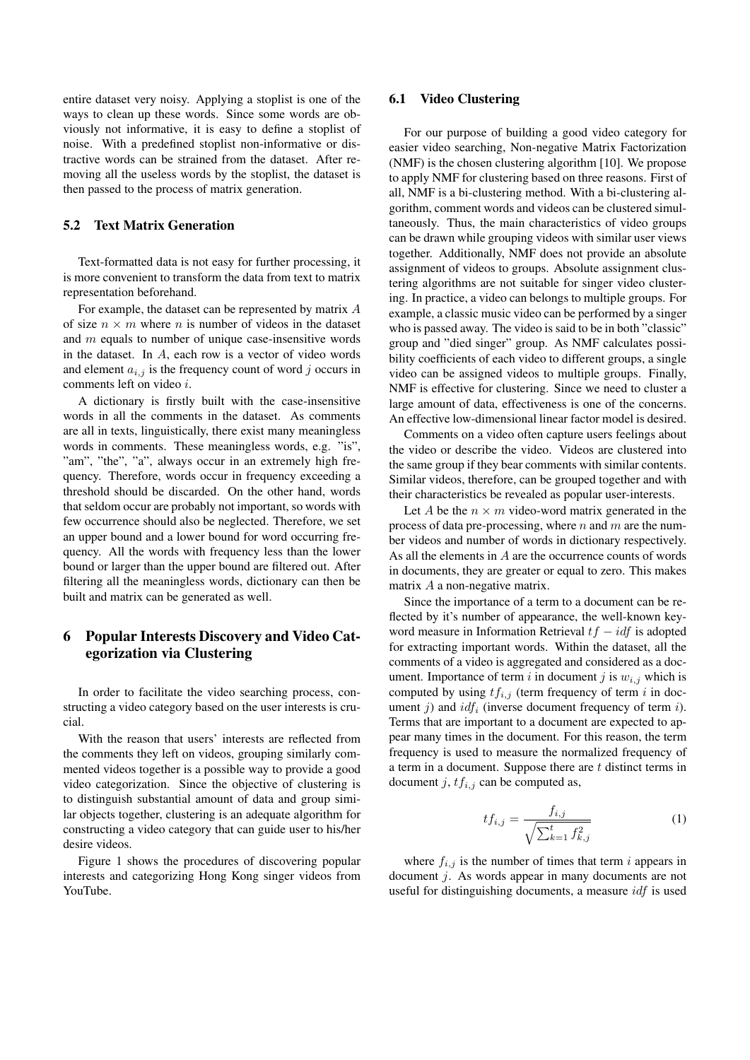entire dataset very noisy. Applying a stoplist is one of the ways to clean up these words. Since some words are obviously not informative, it is easy to define a stoplist of noise. With a predefined stoplist non-informative or distractive words can be strained from the dataset. After removing all the useless words by the stoplist, the dataset is then passed to the process of matrix generation.

### 5.2 Text Matrix Generation

Text-formatted data is not easy for further processing, it is more convenient to transform the data from text to matrix representation beforehand.

For example, the dataset can be represented by matrix $A$ of size $n \times m$ where $n$ is number of videos in the dataset and $m$ equals to number of unique case-insensitive words in the dataset. In $A$, each row is a vector of video words and element $a_{i,j}$ is the frequency count of word $j$ occurs in comments left on video $i$.

A dictionary is firstly built with the case-insensitive words in all the comments in the dataset. As comments are all in texts, linguistically, there exist many meaningless words in comments. These meaningless words, e.g. "is", "am", "the", "a", always occur in an extremely high frequency. Therefore, words occur in frequency exceeding a threshold should be discarded. On the other hand, words that seldom occur are probably not important, so words with few occurrence should also be neglected. Therefore, we set an upper bound and a lower bound for word occurring frequency. All the words with frequency less than the lower bound or larger than the upper bound are filtered out. After filtering all the meaningless words, dictionary can then be built and matrix can be generated as well.

## 6 Popular Interests Discovery and Video Categorization via Clustering

In order to facilitate the video searching process, constructing a video category based on the user interests is crucial.

With the reason that users' interests are reflected from the comments they left on videos, grouping similarly commented videos together is a possible way to provide a good video categorization. Since the objective of clustering is to distinguish substantial amount of data and group similar objects together, clustering is an adequate algorithm for constructing a video category that can guide user to his/her desire videos.

Figure 1 shows the procedures of discovering popular interests and categorizing Hong Kong singer videos from YouTube.

### 6.1 Video Clustering

For our purpose of building a good video category for easier video searching, Non-negative Matrix Factorization (NMF) is the chosen clustering algorithm [10]. We propose to apply NMF for clustering based on three reasons. First of all, NMF is a bi-clustering method. With a bi-clustering algorithm, comment words and videos can be clustered simultaneously. Thus, the main characteristics of video groups can be drawn while grouping videos with similar user views together. Additionally, NMF does not provide an absolute assignment of videos to groups. Absolute assignment clustering algorithms are not suitable for singer video clustering. In practice, a video can belongs to multiple groups. For example, a classic music video can be performed by a singer who is passed away. The video is said to be in both "classic" group and "died singer" group. As NMF calculates possibility coefficients of each video to different groups, a single video can be assigned videos to multiple groups. Finally, NMF is effective for clustering. Since we need to cluster a large amount of data, effectiveness is one of the concerns. An effective low-dimensional linear factor model is desired.

Comments on a video often capture users feelings about the video or describe the video. Videos are clustered into the same group if they bear comments with similar contents. Similar videos, therefore, can be grouped together and with their characteristics be revealed as popular user-interests.

Let $A$ be the $n \times m$ video-word matrix generated in the process of data pre-processing, where $n$ and $m$ are the number videos and number of words in dictionary respectively. As all the elements in $A$ are the occurrence counts of words in documents, they are greater or equal to zero. This makes matrix $A$ a non-negative matrix.

Since the importance of a term to a document can be reflected by it's number of appearance, the well-known keyword measure in Information Retrieval $tf-idf$ is adopted for extracting important words. Within the dataset, all the comments of a video is aggregated and considered as a document. Importance of term $i$ in document $j$ is $w_{i,j}$ which is computed by using $tf_{i,j}$ (term frequency of term $i$ in document $j$) and $idf_i$ (inverse document frequency of term $i$). Terms that are important to a document are expected to appear many times in the document. For this reason, the term frequency is used to measure the normalized frequency of a term in a document. Suppose there are $t$ distinct terms in document $j$, $tf_{i,j}$ can be computed as,

$$tf_{i,j} = \frac{f_{i,j}}{\sqrt{\sum_{k=1}^{t} f_{k,j}^2}} \tag{1}$$

where $f_{i,j}$ is the number of times that term $i$ appears in document $j$. As words appear in many documents are not useful for distinguishing documents, a measure $idf$ is used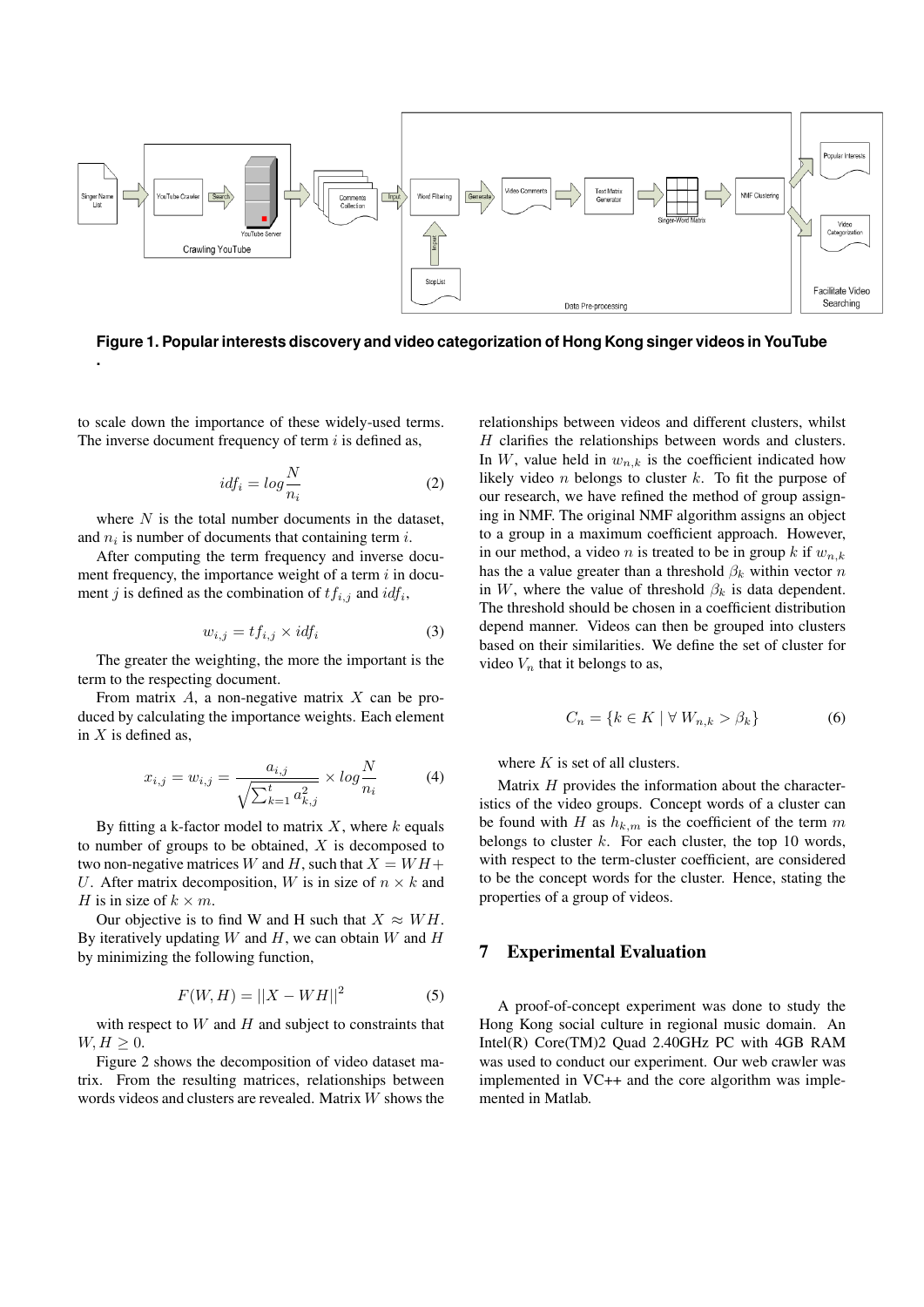**Figure 1. Popular interests discovery and video categorization of Hong Kong singer videos in YouTube**

.

to scale down the importance of these widely-used terms. The inverse document frequency of term $i$ is defined as,

$$idf_i = log\frac{N}{n_i} \tag{2}$$

where $N$ is the total number documents in the dataset, and $n_i$ is number of documents that containing term $i$.

After computing the term frequency and inverse document frequency, the importance weight of a term $i$ in document $j$ is defined as the combination of $tf_{i,j}$ and $idf_i$,

$$w_{i,j} = tf_{i,j} \times idf_i \tag{3}$$

The greater the weighting, the more the important is the term to the respecting document.

From matrix $A$, a non-negative matrix $X$ can be produced by calculating the importance weights. Each element in $X$ is defined as,

$$x_{i,j} = w_{i,j} = \frac{a_{i,j}}{\sqrt{\sum_{k=1}^{t} a_{k,j}^2}} \times log\frac{N}{n_i} \tag{4}$$

By fitting a k-factor model to matrix $X$, where $k$ equals to number of groups to be obtained, $X$ is decomposed to two non-negative matrices $W$ and $H$, such that $X = WH + U$. After matrix decomposition, $W$ is in size of $n \times k$ and $H$ is in size of $k \times m$.

Our objective is to find W and H such that $X \approx WH$. By iteratively updating $W$ and $H$, we can obtain $W$ and $H$ by minimizing the following function,

$$F(W, H) = ||X - WH||^2 \tag{5}$$

with respect to $W$ and $H$ and subject to constraints that $W, H \geq 0$.

Figure 2 shows the decomposition of video dataset matrix. From the resulting matrices, relationships between words videos and clusters are revealed. Matrix $W$ shows the relationships between videos and different clusters, whilst $H$ clarifies the relationships between words and clusters. In $W$, value held in $w_{n,k}$ is the coefficient indicated how likely video $n$ belongs to cluster $k$. To fit the purpose of our research, we have refined the method of group assigning in NMF. The original NMF algorithm assigns an object to a group in a maximum coefficient approach. However, in our method, a video $n$ is treated to be in group $k$ if $w_{n,k}$ has the a value greater than a threshold $\beta_k$ within vector $n$ in $W$, where the value of threshold $\beta_k$ is data dependent. The threshold should be chosen in a coefficient distribution depend manner. Videos can then be grouped into clusters based on their similarities. We define the set of cluster for video $V_n$ that it belongs to as,

$$C_n = \{k \in K \mid \forall\, W_{n,k} > \beta_k\} \tag{6}$$

where $K$ is set of all clusters.

Matrix $H$ provides the information about the characteristics of the video groups. Concept words of a cluster can be found with $H$ as $h_{k,m}$ is the coefficient of the term $m$ belongs to cluster $k$. For each cluster, the top 10 words, with respect to the term-cluster coefficient, are considered to be the concept words for the cluster. Hence, stating the properties of a group of videos.

## 7 Experimental Evaluation

A proof-of-concept experiment was done to study the Hong Kong social culture in regional music domain. An Intel(R) Core(TM)2 Quad 2.40GHz PC with 4GB RAM was used to conduct our experiment. Our web crawler was implemented in VC++ and the core algorithm was implemented in Matlab.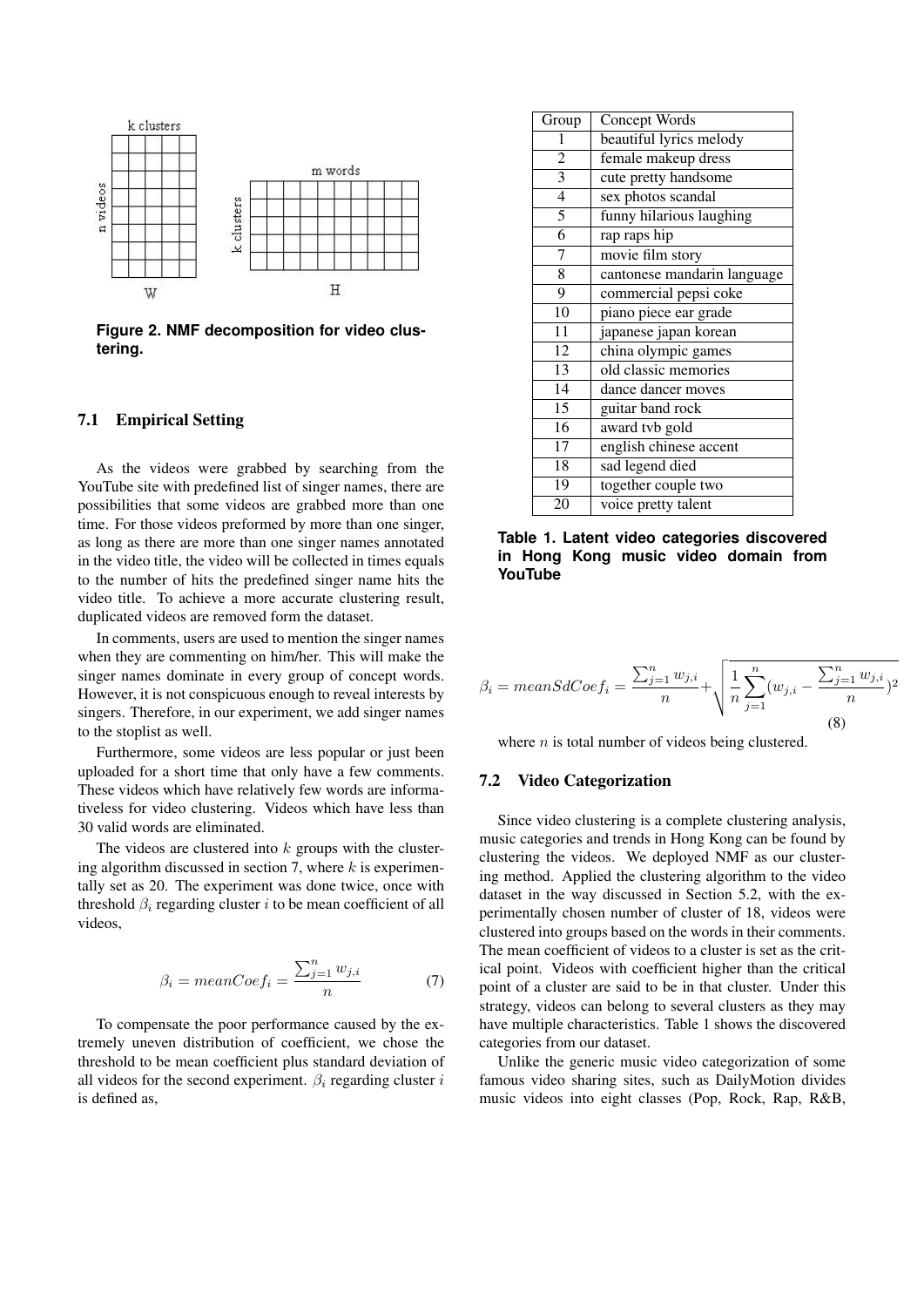Figure 2. NMF decomposition for video clustering.

### 7.1 Empirical Setting

As the videos were grabbed by searching from the YouTube site with predefined list of singer names, there are possibilities that some videos are grabbed more than one time. For those videos preformed by more than one singer, as long as there are more than one singer names annotated in the video title, the video will be collected in times equals to the number of hits the predefined singer name hits the video title. To achieve a more accurate clustering result, duplicated videos are removed form the dataset.

In comments, users are used to mention the singer names when they are commenting on him/her. This will make the singer names dominate in every group of concept words. However, it is not conspicuous enough to reveal interests by singers. Therefore, in our experiment, we add singer names to the stoplist as well.

Furthermore, some videos are less popular or just been uploaded for a short time that only have a few comments. These videos which have relatively few words are informativeless for video clustering. Videos which have less than 30 valid words are eliminated.

The videos are clustered into $k$ groups with the clustering algorithm discussed in section 7, where $k$ is experimentally set as 20. The experiment was done twice, once with threshold $\beta_i$ regarding cluster $i$ to be mean coefficient of all videos,

$$\beta_i = meanCoef_i = \frac{\sum_{j=1}^{n} w_{j,i}}{n} \tag{7}$$

To compensate the poor performance caused by the extremely uneven distribution of coefficient, we chose the threshold to be mean coefficient plus standard deviation of all videos for the second experiment. $\beta_i$ regarding cluster $i$ is defined as,

| Group | Concept Words |
|---|---|
| 1 | beautiful lyrics melody |
| 2 | female makeup dress |
| 3 | cute pretty handsome |
| 4 | sex photos scandal |
| 5 | funny hilarious laughing |
| 6 | rap raps hip |
| 7 | movie film story |
| 8 | cantonese mandarin language |
| 9 | commercial pepsi coke |
| 10 | piano piece ear grade |
| 11 | japanese japan korean |
| 12 | china olympic games |
| 13 | old classic memories |
| 14 | dance dancer moves |
| 15 | guitar band rock |
| 16 | award tvb gold |
| 17 | english chinese accent |
| 18 | sad legend died |
| 19 | together couple two |
| 20 | voice pretty talent |

**Table 1. Latent video categories discovered in Hong Kong music video domain from YouTube**

$$\beta_i = meanSdCoef_i = \frac{\sum_{j=1}^{n} w_{j,i}}{n} + \sqrt{\frac{1}{n}\sum_{j=1}^{n}\left(w_{j,i} - \frac{\sum_{j=1}^{n} w_{j,i}}{n}\right)^2} \tag{8}$$

where $n$ is total number of videos being clustered.

### 7.2 Video Categorization

Since video clustering is a complete clustering analysis, music categories and trends in Hong Kong can be found by clustering the videos. We deployed NMF as our clustering method. Applied the clustering algorithm to the video dataset in the way discussed in Section 5.2, with the experimentally chosen number of cluster of 18, videos were clustered into groups based on the words in their comments. The mean coefficient of videos to a cluster is set as the critical point. Videos with coefficient higher than the critical point of a cluster are said to be in that cluster. Under this strategy, videos can belong to several clusters as they may have multiple characteristics. Table 1 shows the discovered categories from our dataset.

Unlike the generic music video categorization of some famous video sharing sites, such as DailyMotion divides music videos into eight classes (Pop, Rock, Rap, R&B,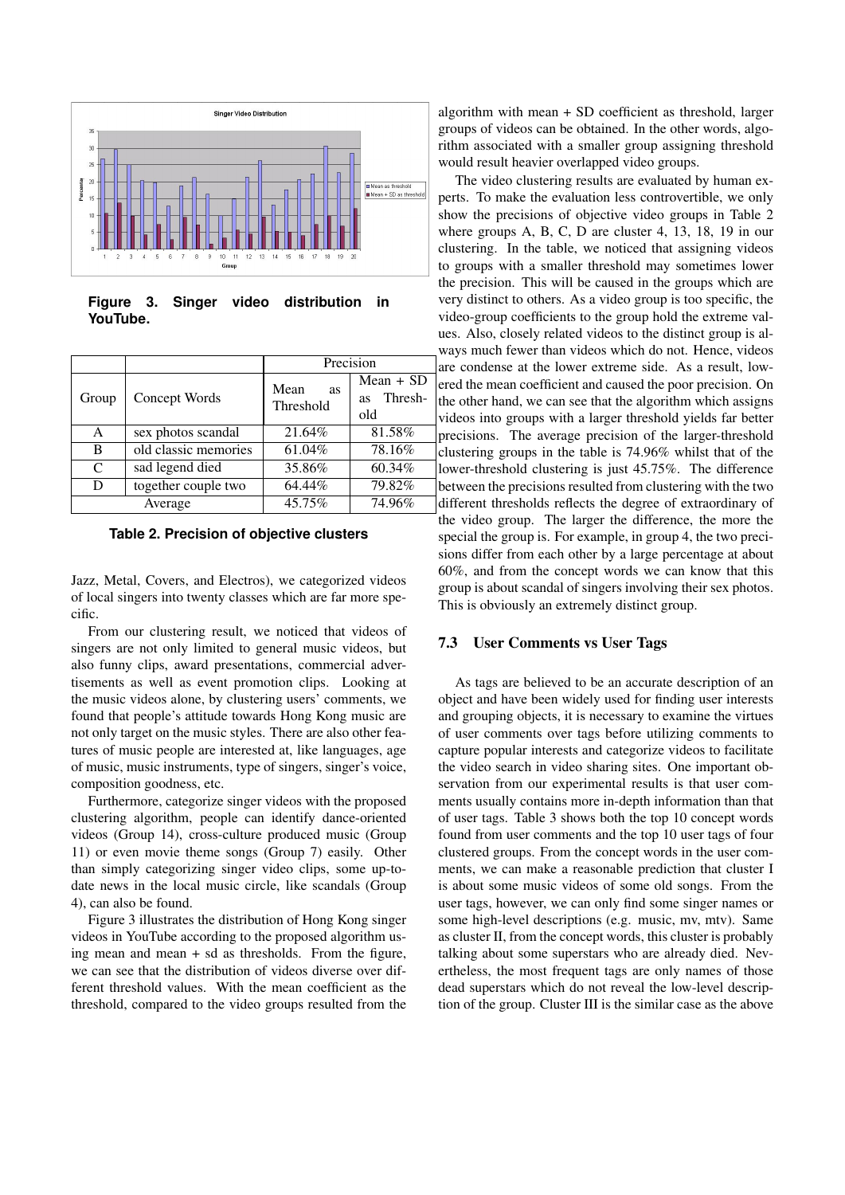**Figure 3. Singer video distribution in YouTube.**

| Group | Concept Words | Precision | |
|---|---|---|---|
| | | Mean as Threshold | Mean + SD as Threshold |
| A | sex photos scandal | 21.64% | 81.58% |
| B | old classic memories | 61.04% | 78.16% |
| C | sad legend died | 35.86% | 60.34% |
| D | together couple two | 64.44% | 79.82% |
| Average | | 45.75% | 74.96% |

**Table 2. Precision of objective clusters**

Jazz, Metal, Covers, and Electros), we categorized videos of local singers into twenty classes which are far more specific.

From our clustering result, we noticed that videos of singers are not only limited to general music videos, but also funny clips, award presentations, commercial advertisements as well as event promotion clips. Looking at the music videos alone, by clustering users' comments, we found that people's attitude towards Hong Kong music are not only target on the music styles. There are also other features of music people are interested at, like languages, age of music, music instruments, type of singers, singer's voice, composition goodness, etc.

Furthermore, categorize singer videos with the proposed clustering algorithm, people can identify dance-oriented videos (Group 14), cross-culture produced music (Group 11) or even movie theme songs (Group 7) easily. Other than simply categorizing singer video clips, some up-to-date news in the local music circle, like scandals (Group 4), can also be found.

Figure 3 illustrates the distribution of Hong Kong singer videos in YouTube according to the proposed algorithm using mean and mean + sd as thresholds. From the figure, we can see that the distribution of videos diverse over different threshold values. With the mean coefficient as the threshold, compared to the video groups resulted from the algorithm with mean + SD coefficient as threshold, larger groups of videos can be obtained. In the other words, algorithm associated with a smaller group assigning threshold would result heavier overlapped video groups.

The video clustering results are evaluated by human experts. To make the evaluation less controvertible, we only show the precisions of objective video groups in Table 2 where groups A, B, C, D are cluster 4, 13, 18, 19 in our clustering. In the table, we noticed that assigning videos to groups with a smaller threshold may sometimes lower the precision. This will be caused in the groups which are very distinct to others. As a video group is too specific, the video-group coefficients to the group hold the extreme values. Also, closely related videos to the distinct group is always much fewer than videos which do not. Hence, videos are condense at the lower extreme side. As a result, lowered the mean coefficient and caused the poor precision. On the other hand, we can see that the algorithm which assigns videos into groups with a larger threshold yields far better precisions. The average precision of the larger-threshold clustering groups in the table is 74.96% whilst that of the lower-threshold clustering is just 45.75%. The difference between the precisions resulted from clustering with the two different thresholds reflects the degree of extraordinary of the video group. The larger the difference, the more the special the group is. For example, in group 4, the two precisions differ from each other by a large percentage at about 60%, and from the concept words we can know that this group is about scandal of singers involving their sex photos. This is obviously an extremely distinct group.

### 7.3 User Comments vs User Tags

As tags are believed to be an accurate description of an object and have been widely used for finding user interests and grouping objects, it is necessary to examine the virtues of user comments over tags before utilizing comments to capture popular interests and categorize videos to facilitate the video search in video sharing sites. One important observation from our experimental results is that user comments usually contains more in-depth information than that of user tags. Table 3 shows both the top 10 concept words found from user comments and the top 10 user tags of four clustered groups. From the concept words in the user comments, we can make a reasonable prediction that cluster I is about some music videos of some old songs. From the user tags, however, we can only find some singer names or some high-level descriptions (e.g. music, mv, mtv). Same as cluster II, from the concept words, this cluster is probably talking about some superstars who are already died. Nevertheless, the most frequent tags are only names of those dead superstars which do not reveal the low-level description of the group. Cluster III is the similar case as the above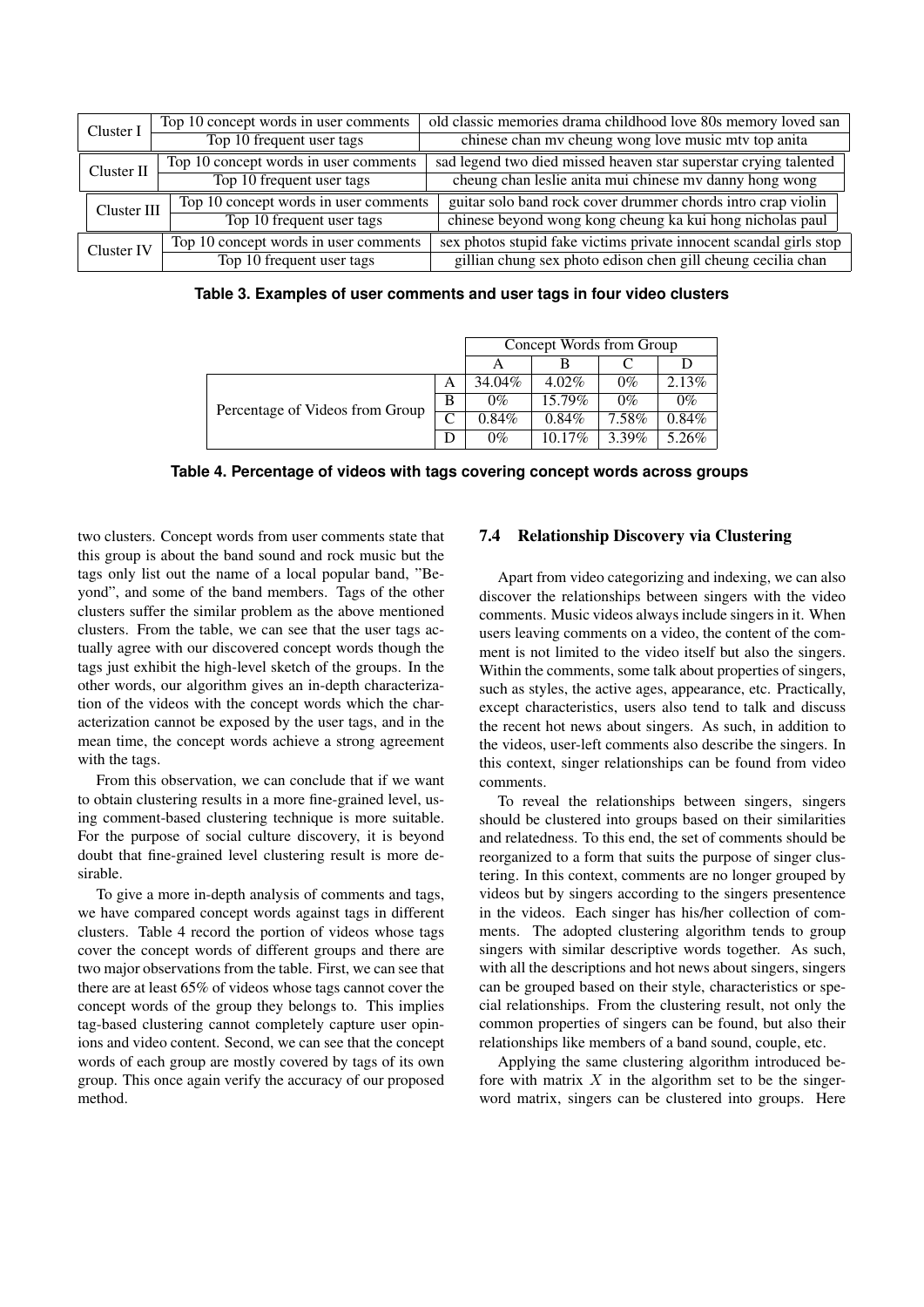| Cluster | | |
|---|---|---|
| Cluster I | Top 10 concept words in user comments | old classic memories drama childhood love 80s memory loved san |
| | Top 10 frequent user tags | chinese chan mv cheung wong love music mtv top anita |
| Cluster II | Top 10 concept words in user comments | sad legend two died missed heaven star superstar crying talented |
| | Top 10 frequent user tags | cheung chan leslie anita mui chinese mv danny hong wong |
| Cluster III | Top 10 concept words in user comments | guitar solo band rock cover drummer chords intro crap violin |
| | Top 10 frequent user tags | chinese beyond wong kong cheung ka kui hong nicholas paul |
| Cluster IV | Top 10 concept words in user comments | sex photos stupid fake victims private innocent scandal girls stop |
| | Top 10 frequent user tags | gillian chung sex photo edison chen gill cheung cecilia chan |

**Table 3. Examples of user comments and user tags in four video clusters**

| | | Concept Words from Group | | | |
|---|---|---|---|---|---|
| | | A | B | C | D |
| Percentage of Videos from Group | A | 34.04% | 4.02% | 0% | 2.13% |
| | B | 0% | 15.79% | 0% | 0% |
| | C | 0.84% | 0.84% | 7.58% | 0.84% |
| | D | 0% | 10.17% | 3.39% | 5.26% |

**Table 4. Percentage of videos with tags covering concept words across groups**

two clusters. Concept words from user comments state that this group is about the band sound and rock music but the tags only list out the name of a local popular band, "Beyond", and some of the band members. Tags of the other clusters suffer the similar problem as the above mentioned clusters. From the table, we can see that the user tags actually agree with our discovered concept words though the tags just exhibit the high-level sketch of the groups. In the other words, our algorithm gives an in-depth characterization of the videos with the concept words which the characterization cannot be exposed by the user tags, and in the mean time, the concept words achieve a strong agreement with the tags.

From this observation, we can conclude that if we want to obtain clustering results in a more fine-grained level, using comment-based clustering technique is more suitable. For the purpose of social culture discovery, it is beyond doubt that fine-grained level clustering result is more desirable.

To give a more in-depth analysis of comments and tags, we have compared concept words against tags in different clusters. Table 4 record the portion of videos whose tags cover the concept words of different groups and there are two major observations from the table. First, we can see that there are at least 65% of videos whose tags cannot cover the concept words of the group they belongs to. This implies tag-based clustering cannot completely capture user opinions and video content. Second, we can see that the concept words of each group are mostly covered by tags of its own group. This once again verify the accuracy of our proposed method.

### 7.4 Relationship Discovery via Clustering

Apart from video categorizing and indexing, we can also discover the relationships between singers with the video comments. Music videos always include singers in it. When users leaving comments on a video, the content of the comment is not limited to the video itself but also the singers. Within the comments, some talk about properties of singers, such as styles, the active ages, appearance, etc. Practically, except characteristics, users also tend to talk and discuss the recent hot news about singers. As such, in addition to the videos, user-left comments also describe the singers. In this context, singer relationships can be found from video comments.

To reveal the relationships between singers, singers should be clustered into groups based on their similarities and relatedness. To this end, the set of comments should be reorganized to a form that suits the purpose of singer clustering. In this context, comments are no longer grouped by videos but by singers according to the singers presentence in the videos. Each singer has his/her collection of comments. The adopted clustering algorithm tends to group singers with similar descriptive words together. As such, with all the descriptions and hot news about singers, singers can be grouped based on their style, characteristics or special relationships. From the clustering result, not only the common properties of singers can be found, but also their relationships like members of a band sound, couple, etc.

Applying the same clustering algorithm introduced before with matrix $X$ in the algorithm set to be the singer-word matrix, singers can be clustered into groups. Here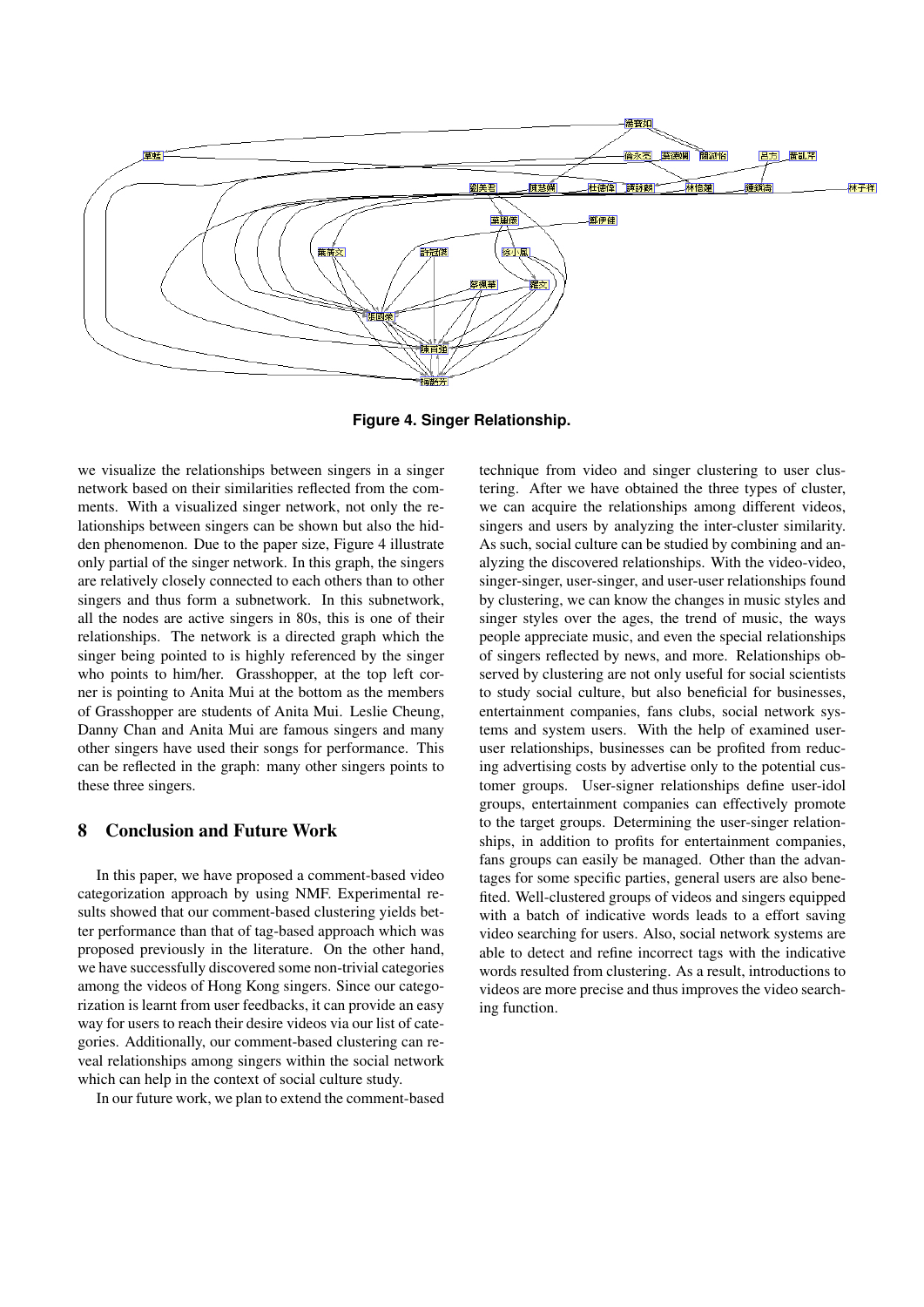Figure 4. Singer Relationship.

we visualize the relationships between singers in a singer network based on their similarities reflected from the comments. With a visualized singer network, not only the relationships between singers can be shown but also the hidden phenomenon. Due to the paper size, Figure 4 illustrate only partial of the singer network. In this graph, the singers are relatively closely connected to each others than to other singers and thus form a subnetwork. In this subnetwork, all the nodes are active singers in 80s, this is one of their relationships. The network is a directed graph which the singer being pointed to is highly referenced by the singer who points to him/her. Grasshopper, at the top left corner is pointing to Anita Mui at the bottom as the members of Grasshopper are students of Anita Mui. Leslie Cheung, Danny Chan and Anita Mui are famous singers and many other singers have used their songs for performance. This can be reflected in the graph: many other singers points to these three singers.

## 8 Conclusion and Future Work

In this paper, we have proposed a comment-based video categorization approach by using NMF. Experimental results showed that our comment-based clustering yields better performance than that of tag-based approach which was proposed previously in the literature. On the other hand, we have successfully discovered some non-trivial categories among the videos of Hong Kong singers. Since our categorization is learnt from user feedbacks, it can provide an easy way for users to reach their desire videos via our list of categories. Additionally, our comment-based clustering can reveal relationships among singers within the social network which can help in the context of social culture study.

In our future work, we plan to extend the comment-based technique from video and singer clustering to user clustering. After we have obtained the three types of cluster, we can acquire the relationships among different videos, singers and users by analyzing the inter-cluster similarity. As such, social culture can be studied by combining and analyzing the discovered relationships. With the video-video, singer-singer, user-singer, and user-user relationships found by clustering, we can know the changes in music styles and singer styles over the ages, the trend of music, the ways people appreciate music, and even the special relationships of singers reflected by news, and more. Relationships observed by clustering are not only useful for social scientists to study social culture, but also beneficial for businesses, entertainment companies, fans clubs, social network systems and system users. With the help of examined user-user relationships, businesses can be profited from reducing advertising costs by advertise only to the potential customer groups. User-signer relationships define user-idol groups, entertainment companies can effectively promote to the target groups. Determining the user-singer relationships, in addition to profits for entertainment companies, fans groups can easily be managed. Other than the advantages for some specific parties, general users are also benefited. Well-clustered groups of videos and singers equipped with a batch of indicative words leads to a effort saving video searching for users. Also, social network systems are able to detect and refine incorrect tags with the indicative words resulted from clustering. As a result, introductions to videos are more precise and thus improves the video searching function.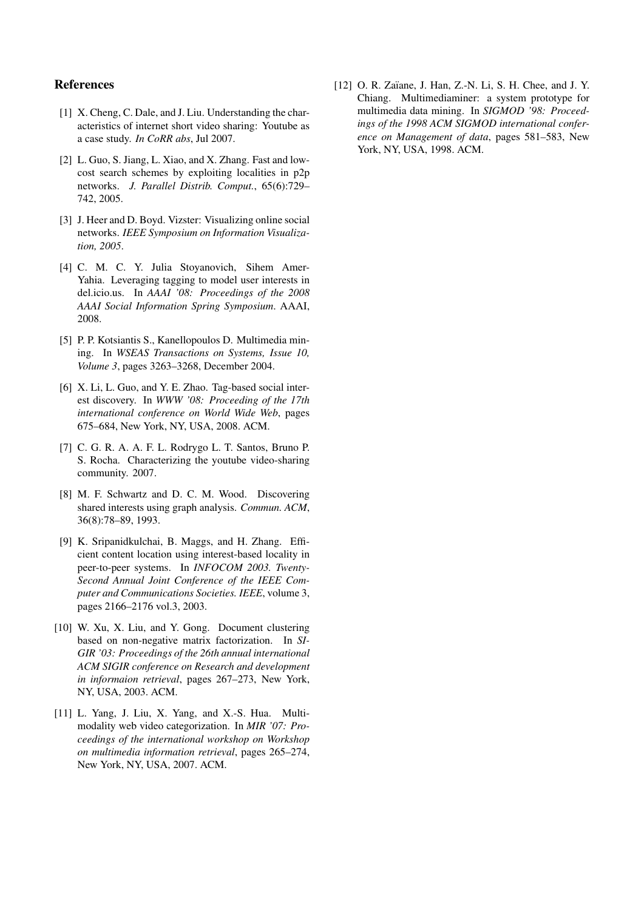## References

[1] X. Cheng, C. Dale, and J. Liu. Understanding the characteristics of internet short video sharing: Youtube as a case study. *In CoRR abs*, Jul 2007.

[2] L. Guo, S. Jiang, L. Xiao, and X. Zhang. Fast and low-cost search schemes by exploiting localities in p2p networks. *J. Parallel Distrib. Comput.*, 65(6):729–742, 2005.

[3] J. Heer and D. Boyd. Vizster: Visualizing online social networks. *IEEE Symposium on Information Visualization, 2005*.

[4] C. M. C. Y. Julia Stoyanovich, Sihem Amer-Yahia. Leveraging tagging to model user interests in del.icio.us. In *AAAI '08: Proceedings of the 2008 AAAI Social Information Spring Symposium*. AAAI, 2008.

[5] P. P. Kotsiantis S., Kanellopoulos D. Multimedia mining. In *WSEAS Transactions on Systems, Issue 10, Volume 3*, pages 3263–3268, December 2004.

[6] X. Li, L. Guo, and Y. E. Zhao. Tag-based social interest discovery. In *WWW '08: Proceeding of the 17th international conference on World Wide Web*, pages 675–684, New York, NY, USA, 2008. ACM.

[7] C. G. R. A. A. F. L. Rodrygo L. T. Santos, Bruno P. S. Rocha. Characterizing the youtube video-sharing community. 2007.

[8] M. F. Schwartz and D. C. M. Wood. Discovering shared interests using graph analysis. *Commun. ACM*, 36(8):78–89, 1993.

[9] K. Sripanidkulchai, B. Maggs, and H. Zhang. Efficient content location using interest-based locality in peer-to-peer systems. In *INFOCOM 2003. Twenty-Second Annual Joint Conference of the IEEE Computer and Communications Societies. IEEE*, volume 3, pages 2166–2176 vol.3, 2003.

[10] W. Xu, X. Liu, and Y. Gong. Document clustering based on non-negative matrix factorization. In *SIGIR '03: Proceedings of the 26th annual international ACM SIGIR conference on Research and development in informaion retrieval*, pages 267–273, New York, NY, USA, 2003. ACM.

[11] L. Yang, J. Liu, X. Yang, and X.-S. Hua. Multimodality web video categorization. In *MIR '07: Proceedings of the international workshop on Workshop on multimedia information retrieval*, pages 265–274, New York, NY, USA, 2007. ACM.

[12] O. R. Zaïane, J. Han, Z.-N. Li, S. H. Chee, and J. Y. Chiang. Multimediaminer: a system prototype for multimedia data mining. In *SIGMOD '98: Proceedings of the 1998 ACM SIGMOD international conference on Management of data*, pages 581–583, New York, NY, USA, 1998. ACM.